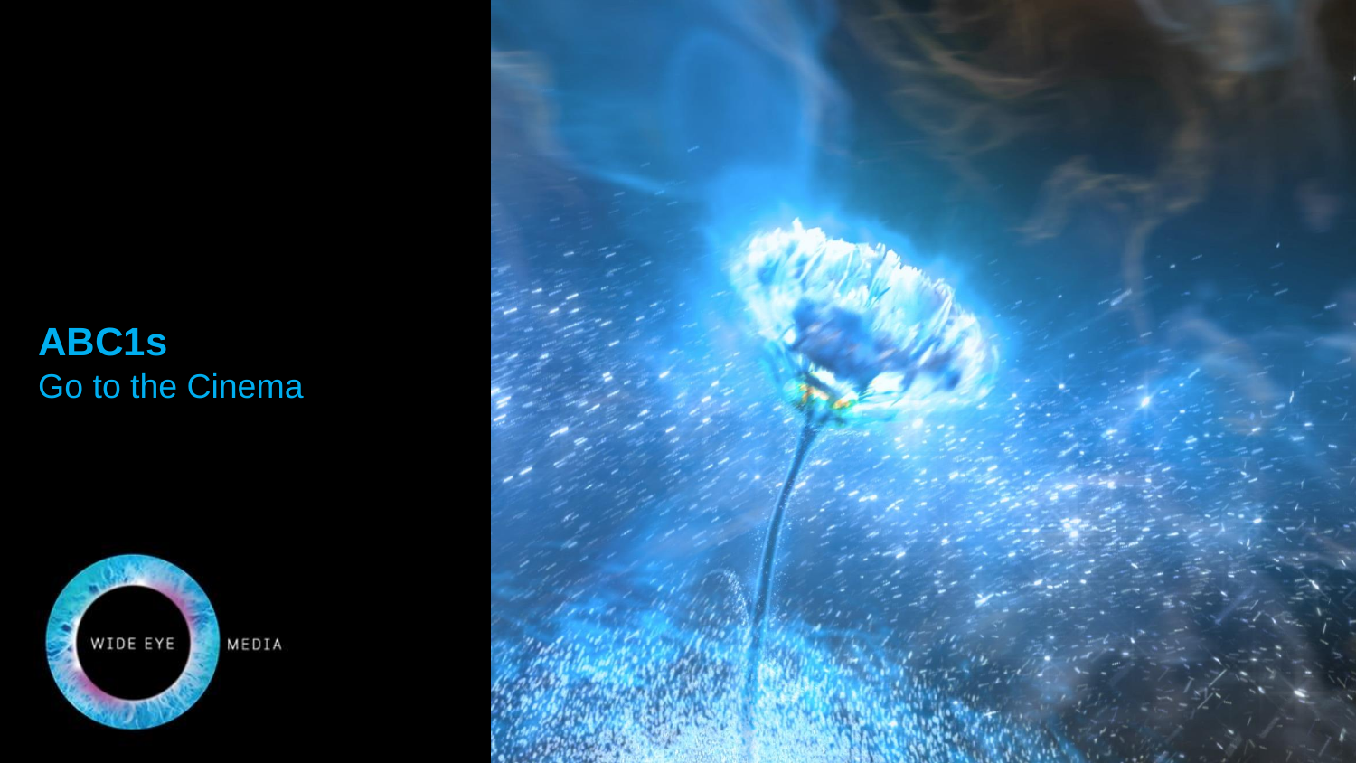# ABC1s

Go to the Cinema

WIDE EYE MEDIA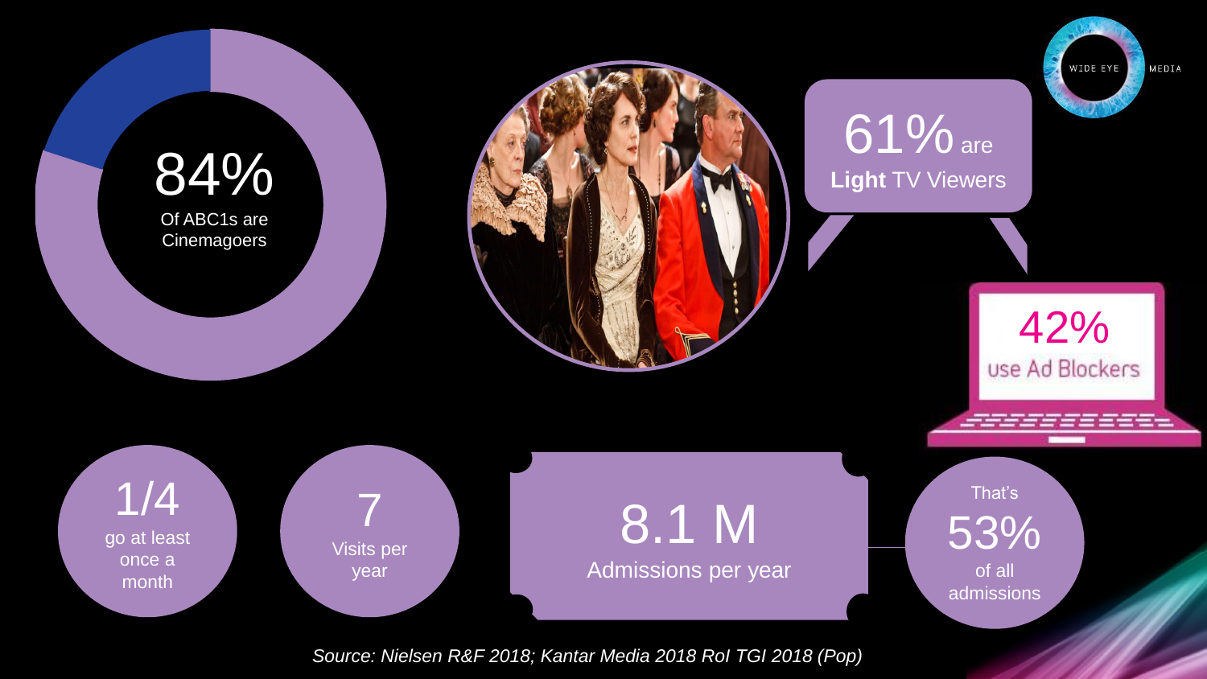84%
Of ABC1s are Cinemagoers

61% are
**Light** TV Viewers

42%
use Ad Blockers

1/4
go at least once a month

7
Visits per year

8.1 M
Admissions per year

That's
53%
of all admissions

*Source: Nielsen R&F 2018; Kantar Media 2018 RoI TGI 2018 (Pop)*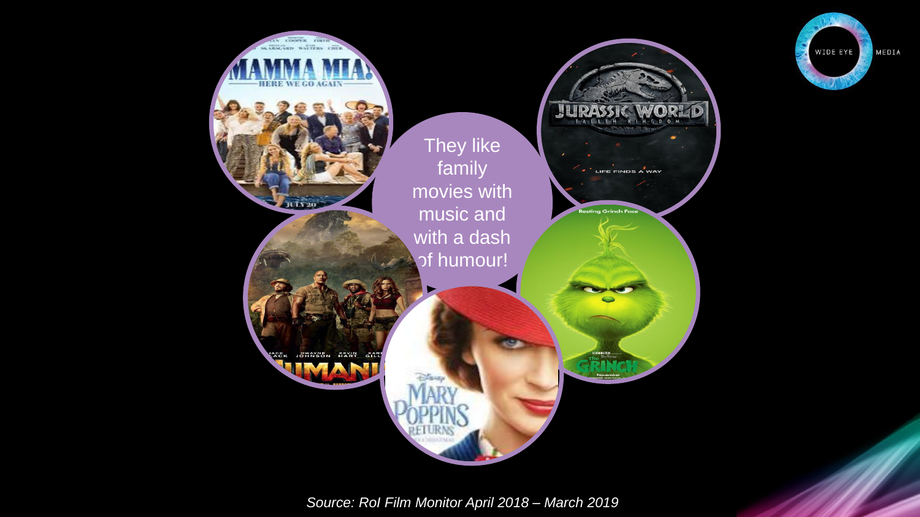They like family movies with music and with a dash of humour!

*Source: RoI Film Monitor April 2018 – March 2019*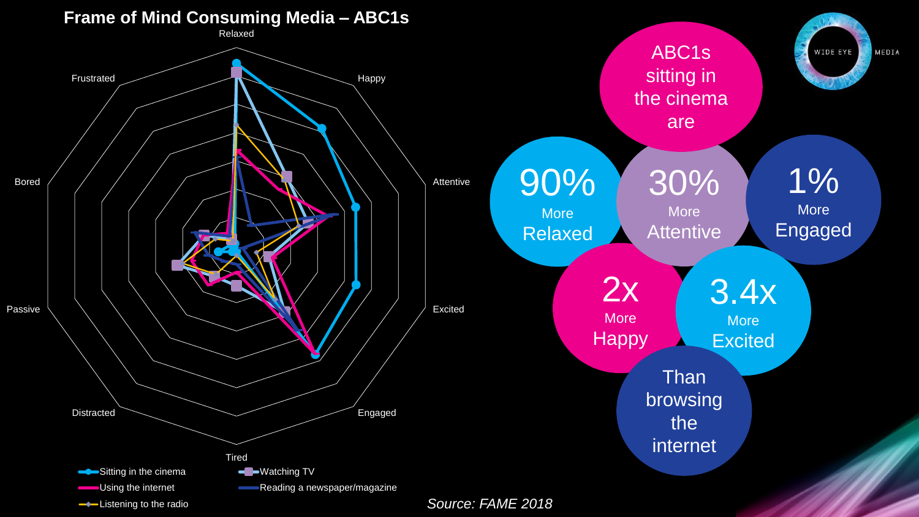# Frame of Mind Consuming Media – ABC1s

Relaxed

Happy

Attentive

Excited

Engaged

Tired

Distracted

Passive

Bored

Frustrated

- Sitting in the cinema
- Using the internet
- Listening to the radio
- Watching TV
- Reading a newspaper/magazine

ABC1s sitting in the cinema are

90% More Relaxed

30% More Attentive

1% More Engaged

2x More Happy

3.4x More Excited

Than browsing the internet

WIDE EYE MEDIA

*Source: FAME 2018*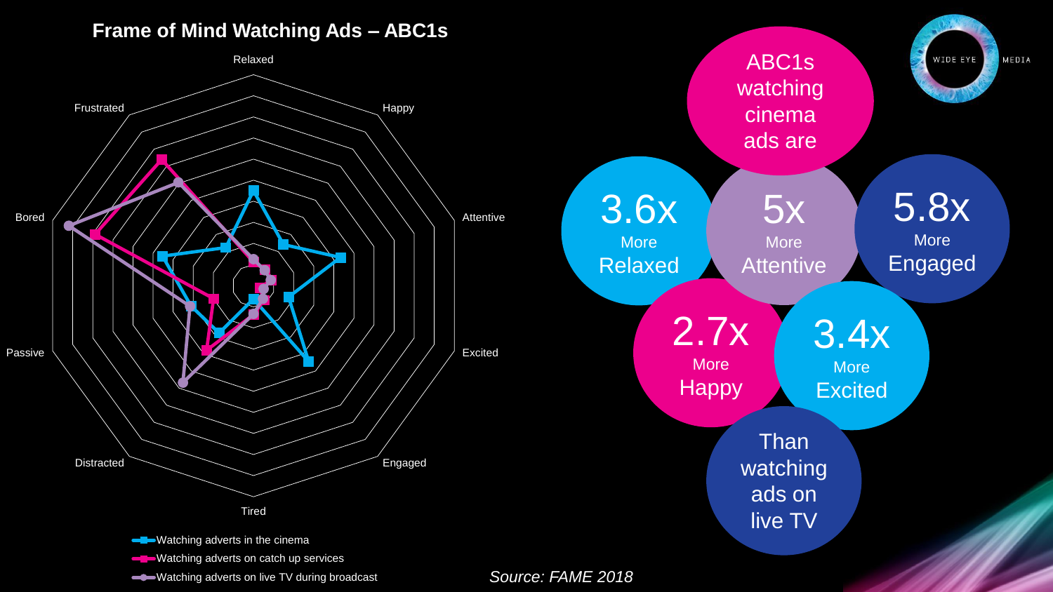## Frame of Mind Watching Ads – ABC1s

Relaxed

Happy

Attentive

Excited

Engaged

Tired

Distracted

Passive

Bored

Frustrated

- Watching adverts in the cinema
- Watching adverts on catch up services
- Watching adverts on live TV during broadcast

WIDE EYE MEDIA

ABC1s watching cinema ads are

3.6x More Relaxed

5x More Attentive

5.8x More Engaged

2.7x More Happy

3.4x More Excited

Than watching ads on live TV

*Source: FAME 2018*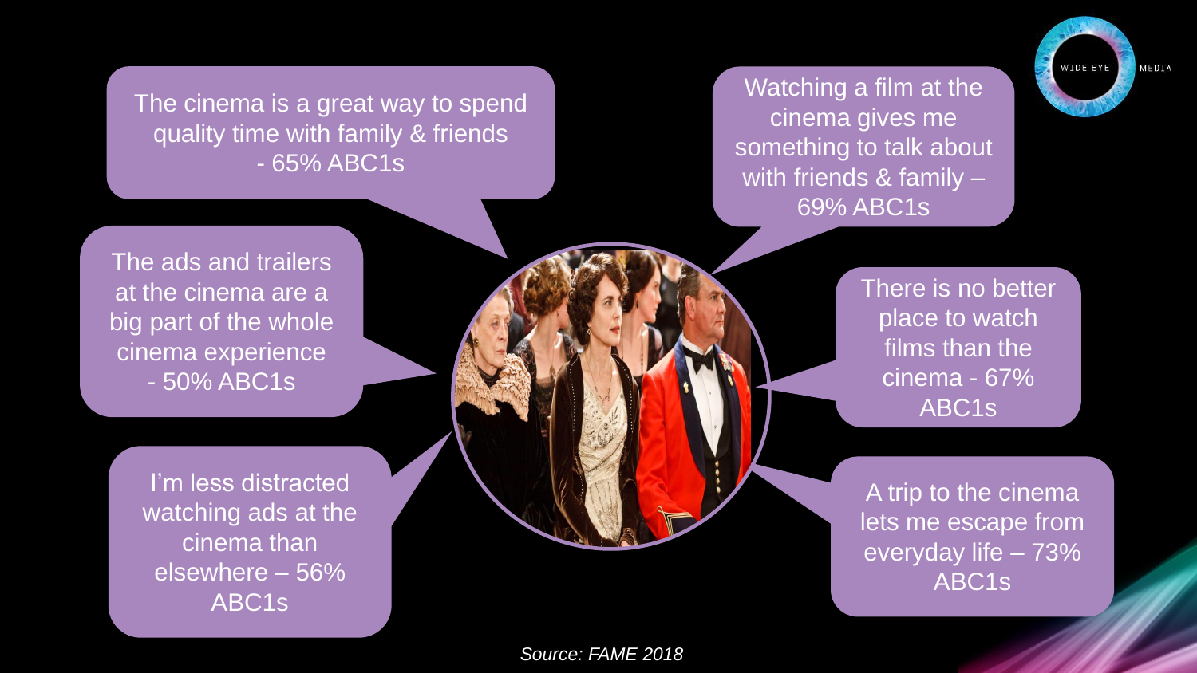The cinema is a great way to spend quality time with family & friends - 65% ABC1s

Watching a film at the cinema gives me something to talk about with friends & family – 69% ABC1s

The ads and trailers at the cinema are a big part of the whole cinema experience - 50% ABC1s

There is no better place to watch films than the cinema - 67% ABC1s

I'm less distracted watching ads at the cinema than elsewhere – 56% ABC1s

A trip to the cinema lets me escape from everyday life – 73% ABC1s

*Source: FAME 2018*